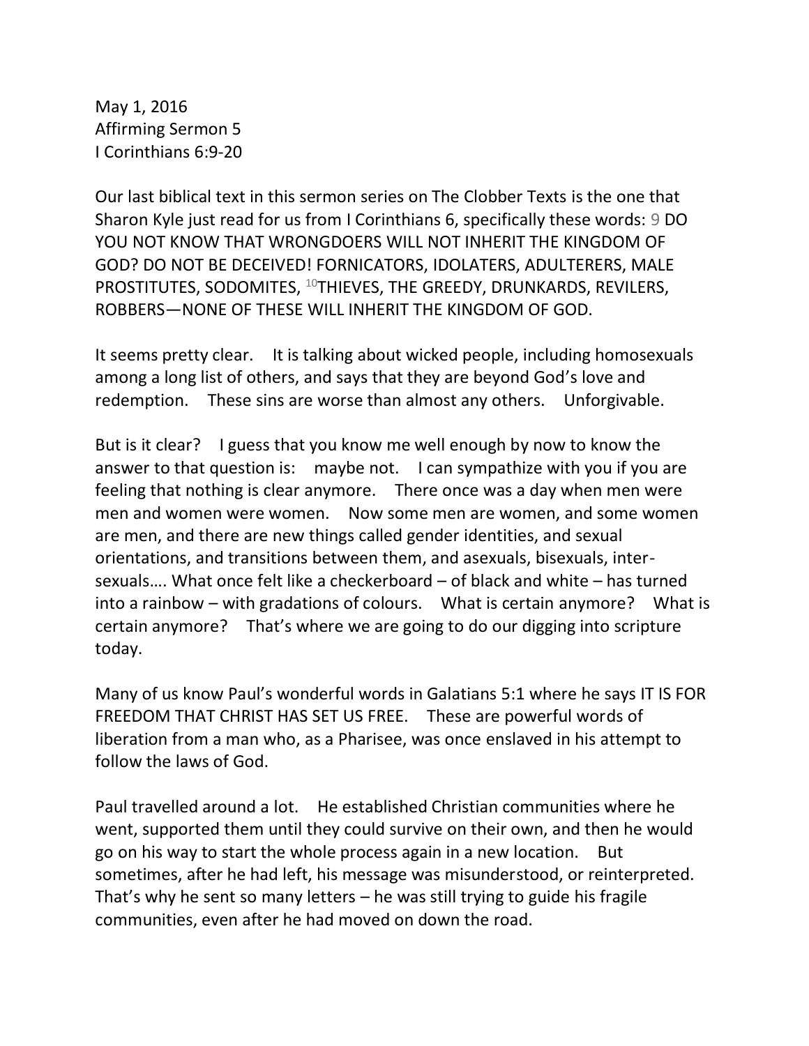May 1, 2016
Affirming Sermon 5
I Corinthians 6:9-20

Our last biblical text in this sermon series on The Clobber Texts is the one that Sharon Kyle just read for us from I Corinthians 6, specifically these words: 9 DO YOU NOT KNOW THAT WRONGDOERS WILL NOT INHERIT THE KINGDOM OF GOD? DO NOT BE DECEIVED! FORNICATORS, IDOLATERS, ADULTERERS, MALE PROSTITUTES, SODOMITES, 10 THIEVES, THE GREEDY, DRUNKARDS, REVILERS, ROBBERS—NONE OF THESE WILL INHERIT THE KINGDOM OF GOD.

It seems pretty clear. It is talking about wicked people, including homosexuals among a long list of others, and says that they are beyond God's love and redemption. These sins are worse than almost any others. Unforgivable.

But is it clear? I guess that you know me well enough by now to know the answer to that question is: maybe not. I can sympathize with you if you are feeling that nothing is clear anymore. There once was a day when men were men and women were women. Now some men are women, and some women are men, and there are new things called gender identities, and sexual orientations, and transitions between them, and asexuals, bisexuals, inter-sexuals…. What once felt like a checkerboard – of black and white – has turned into a rainbow – with gradations of colours. What is certain anymore? What is certain anymore? That's where we are going to do our digging into scripture today.

Many of us know Paul's wonderful words in Galatians 5:1 where he says IT IS FOR FREEDOM THAT CHRIST HAS SET US FREE. These are powerful words of liberation from a man who, as a Pharisee, was once enslaved in his attempt to follow the laws of God.

Paul travelled around a lot. He established Christian communities where he went, supported them until they could survive on their own, and then he would go on his way to start the whole process again in a new location. But sometimes, after he had left, his message was misunderstood, or reinterpreted. That's why he sent so many letters – he was still trying to guide his fragile communities, even after he had moved on down the road.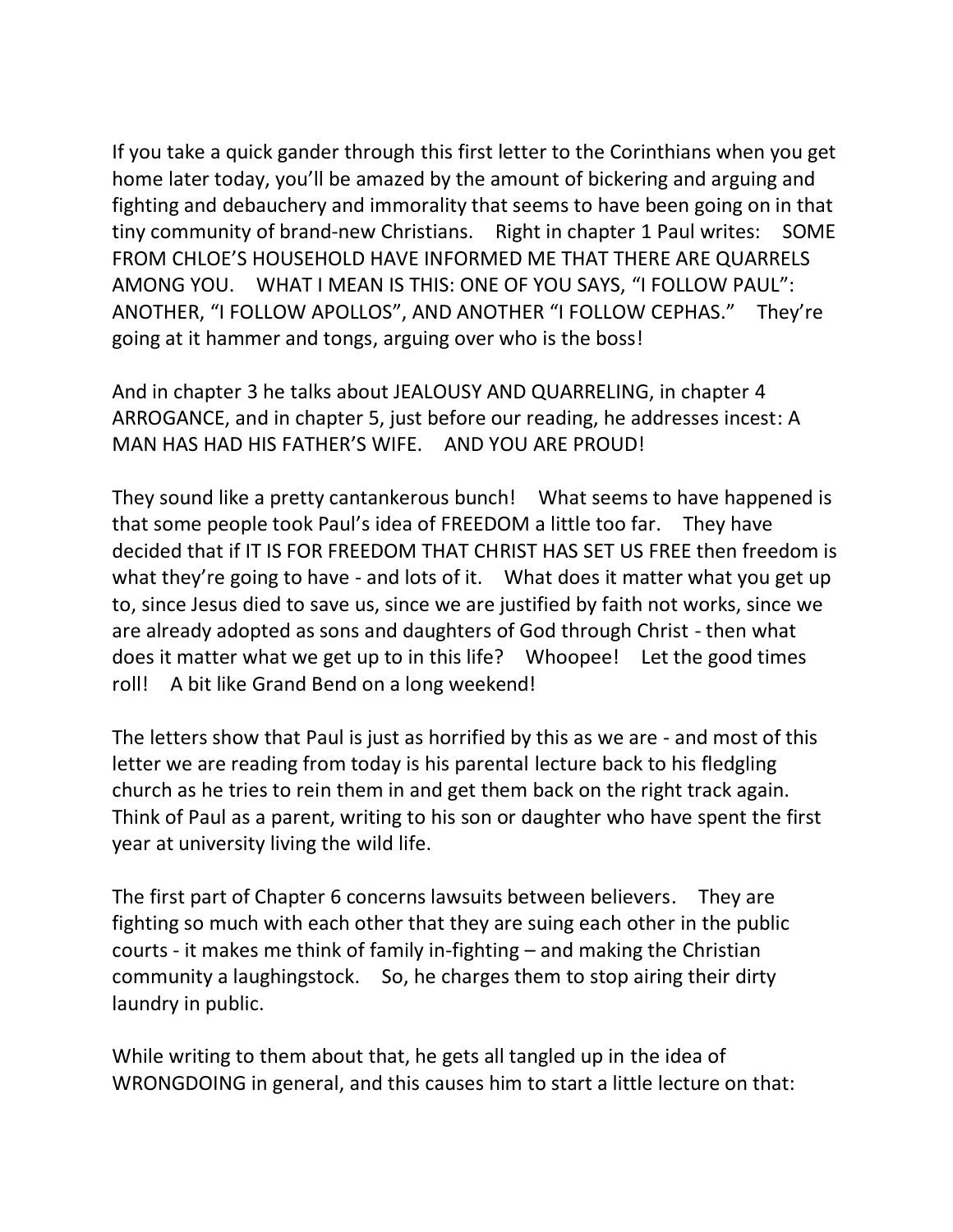If you take a quick gander through this first letter to the Corinthians when you get home later today, you'll be amazed by the amount of bickering and arguing and fighting and debauchery and immorality that seems to have been going on in that tiny community of brand-new Christians. Right in chapter 1 Paul writes: SOME FROM CHLOE'S HOUSEHOLD HAVE INFORMED ME THAT THERE ARE QUARRELS AMONG YOU. WHAT I MEAN IS THIS: ONE OF YOU SAYS, "I FOLLOW PAUL": ANOTHER, "I FOLLOW APOLLOS", AND ANOTHER "I FOLLOW CEPHAS." They're going at it hammer and tongs, arguing over who is the boss!

And in chapter 3 he talks about JEALOUSY AND QUARRELING, in chapter 4 ARROGANCE, and in chapter 5, just before our reading, he addresses incest: A MAN HAS HAD HIS FATHER'S WIFE. AND YOU ARE PROUD!

They sound like a pretty cantankerous bunch! What seems to have happened is that some people took Paul's idea of FREEDOM a little too far. They have decided that if IT IS FOR FREEDOM THAT CHRIST HAS SET US FREE then freedom is what they're going to have - and lots of it. What does it matter what you get up to, since Jesus died to save us, since we are justified by faith not works, since we are already adopted as sons and daughters of God through Christ - then what does it matter what we get up to in this life? Whoopee! Let the good times roll! A bit like Grand Bend on a long weekend!

The letters show that Paul is just as horrified by this as we are - and most of this letter we are reading from today is his parental lecture back to his fledgling church as he tries to rein them in and get them back on the right track again. Think of Paul as a parent, writing to his son or daughter who have spent the first year at university living the wild life.

The first part of Chapter 6 concerns lawsuits between believers. They are fighting so much with each other that they are suing each other in the public courts - it makes me think of family in-fighting – and making the Christian community a laughingstock. So, he charges them to stop airing their dirty laundry in public.

While writing to them about that, he gets all tangled up in the idea of WRONGDOING in general, and this causes him to start a little lecture on that: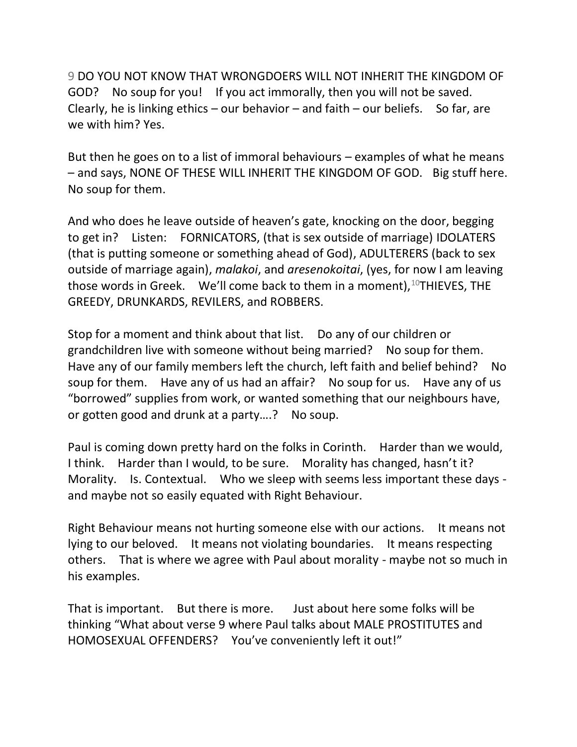9 DO YOU NOT KNOW THAT WRONGDOERS WILL NOT INHERIT THE KINGDOM OF GOD? No soup for you! If you act immorally, then you will not be saved. Clearly, he is linking ethics – our behavior – and faith – our beliefs. So far, are we with him? Yes.

But then he goes on to a list of immoral behaviours – examples of what he means – and says, NONE OF THESE WILL INHERIT THE KINGDOM OF GOD. Big stuff here. No soup for them.

And who does he leave outside of heaven's gate, knocking on the door, begging to get in? Listen: FORNICATORS, (that is sex outside of marriage) IDOLATERS (that is putting someone or something ahead of God), ADULTERERS (back to sex outside of marriage again), *malakoi*, and *aresenokoitai*, (yes, for now I am leaving those words in Greek. We'll come back to them in a moment),[10]THIEVES, THE GREEDY, DRUNKARDS, REVILERS, and ROBBERS.

Stop for a moment and think about that list. Do any of our children or grandchildren live with someone without being married? No soup for them. Have any of our family members left the church, left faith and belief behind? No soup for them. Have any of us had an affair? No soup for us. Have any of us "borrowed" supplies from work, or wanted something that our neighbours have, or gotten good and drunk at a party….? No soup.

Paul is coming down pretty hard on the folks in Corinth. Harder than we would, I think. Harder than I would, to be sure. Morality has changed, hasn't it? Morality. Is. Contextual. Who we sleep with seems less important these days - and maybe not so easily equated with Right Behaviour.

Right Behaviour means not hurting someone else with our actions. It means not lying to our beloved. It means not violating boundaries. It means respecting others. That is where we agree with Paul about morality - maybe not so much in his examples.

That is important. But there is more. Just about here some folks will be thinking "What about verse 9 where Paul talks about MALE PROSTITUTES and HOMOSEXUAL OFFENDERS? You've conveniently left it out!"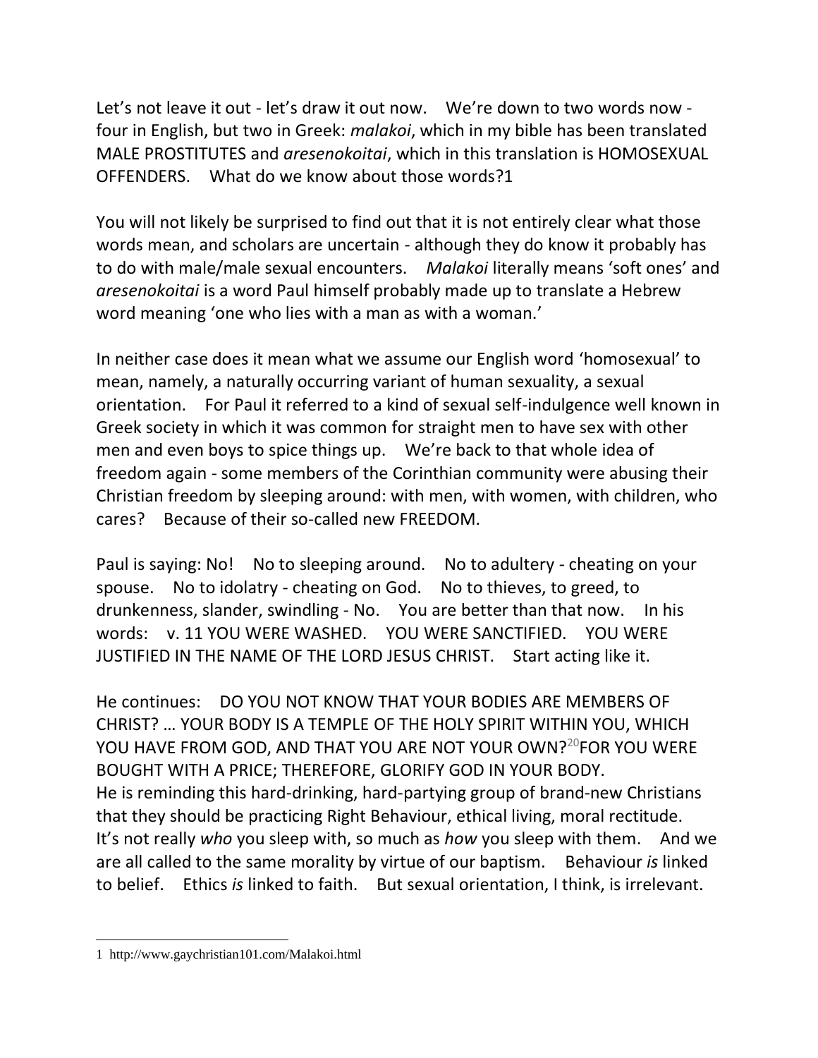Let's not leave it out - let's draw it out now.  We're down to two words now - four in English, but two in Greek: *malakoi*, which in my bible has been translated MALE PROSTITUTES and *aresenokoitai*, which in this translation is HOMOSEXUAL OFFENDERS.  What do we know about those words?[1]

You will not likely be surprised to find out that it is not entirely clear what those words mean, and scholars are uncertain - although they do know it probably has to do with male/male sexual encounters.  *Malakoi* literally means 'soft ones' and *aresenokoitai* is a word Paul himself probably made up to translate a Hebrew word meaning 'one who lies with a man as with a woman.'

In neither case does it mean what we assume our English word 'homosexual' to mean, namely, a naturally occurring variant of human sexuality, a sexual orientation.  For Paul it referred to a kind of sexual self-indulgence well known in Greek society in which it was common for straight men to have sex with other men and even boys to spice things up.  We're back to that whole idea of freedom again - some members of the Corinthian community were abusing their Christian freedom by sleeping around: with men, with women, with children, who cares?  Because of their so-called new FREEDOM.

Paul is saying: No!  No to sleeping around.  No to adultery - cheating on your spouse.  No to idolatry - cheating on God.  No to thieves, to greed, to drunkenness, slander, swindling - No.  You are better than that now.  In his words:  v. 11 YOU WERE WASHED.  YOU WERE SANCTIFIED.  YOU WERE JUSTIFIED IN THE NAME OF THE LORD JESUS CHRIST.  Start acting like it.

He continues:  DO YOU NOT KNOW THAT YOUR BODIES ARE MEMBERS OF CHRIST? … YOUR BODY IS A TEMPLE OF THE HOLY SPIRIT WITHIN YOU, WHICH YOU HAVE FROM GOD, AND THAT YOU ARE NOT YOUR OWN?[20]FOR YOU WERE BOUGHT WITH A PRICE; THEREFORE, GLORIFY GOD IN YOUR BODY.
He is reminding this hard-drinking, hard-partying group of brand-new Christians that they should be practicing Right Behaviour, ethical living, moral rectitude. It's not really *who* you sleep with, so much as *how* you sleep with them.  And we are all called to the same morality by virtue of our baptism.  Behaviour *is* linked to belief.  Ethics *is* linked to faith.  But sexual orientation, I think, is irrelevant.

---

1 http://www.gaychristian101.com/Malakoi.html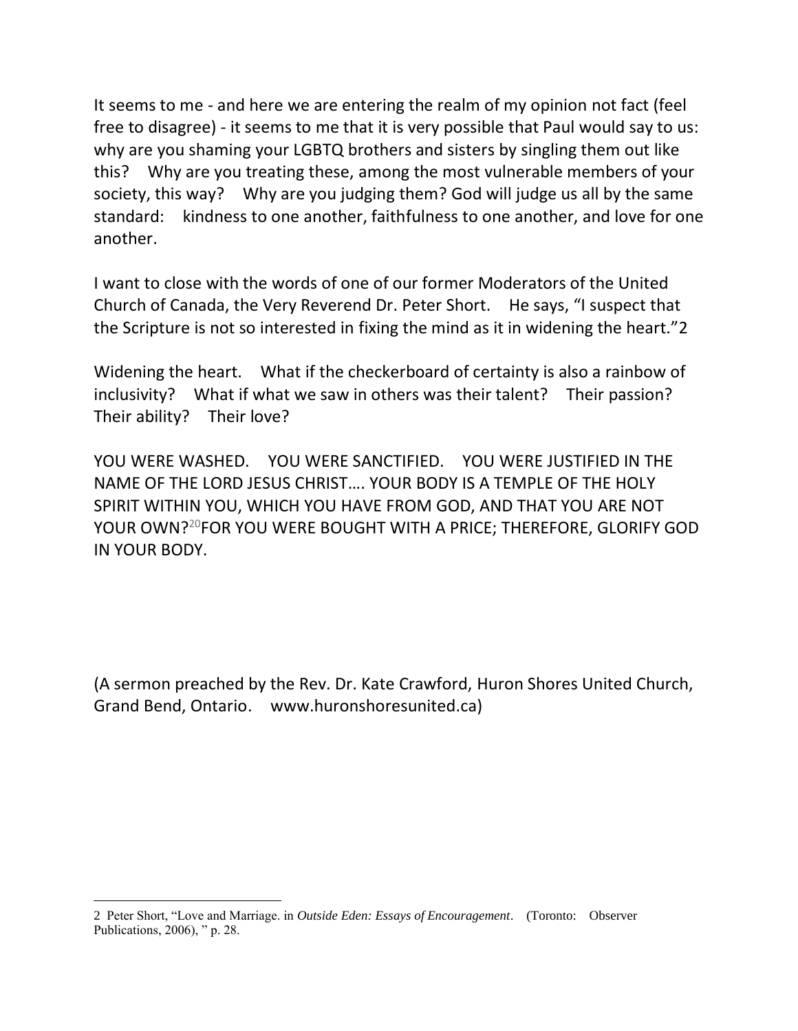It seems to me - and here we are entering the realm of my opinion not fact (feel free to disagree) - it seems to me that it is very possible that Paul would say to us: why are you shaming your LGBTQ brothers and sisters by singling them out like this? Why are you treating these, among the most vulnerable members of your society, this way? Why are you judging them? God will judge us all by the same standard: kindness to one another, faithfulness to one another, and love for one another.

I want to close with the words of one of our former Moderators of the United Church of Canada, the Very Reverend Dr. Peter Short. He says, "I suspect that the Scripture is not so interested in fixing the mind as it in widening the heart."2

Widening the heart. What if the checkerboard of certainty is also a rainbow of inclusivity? What if what we saw in others was their talent? Their passion? Their ability? Their love?

YOU WERE WASHED. YOU WERE SANCTIFIED. YOU WERE JUSTIFIED IN THE NAME OF THE LORD JESUS CHRIST…. YOUR BODY IS A TEMPLE OF THE HOLY SPIRIT WITHIN YOU, WHICH YOU HAVE FROM GOD, AND THAT YOU ARE NOT YOUR OWN?[20]FOR YOU WERE BOUGHT WITH A PRICE; THEREFORE, GLORIFY GOD IN YOUR BODY.

(A sermon preached by the Rev. Dr. Kate Crawford, Huron Shores United Church, Grand Bend, Ontario. www.huronshoresunited.ca)

---

2 Peter Short, "Love and Marriage. in *Outside Eden: Essays of Encouragement*. (Toronto: Observer Publications, 2006), " p. 28.